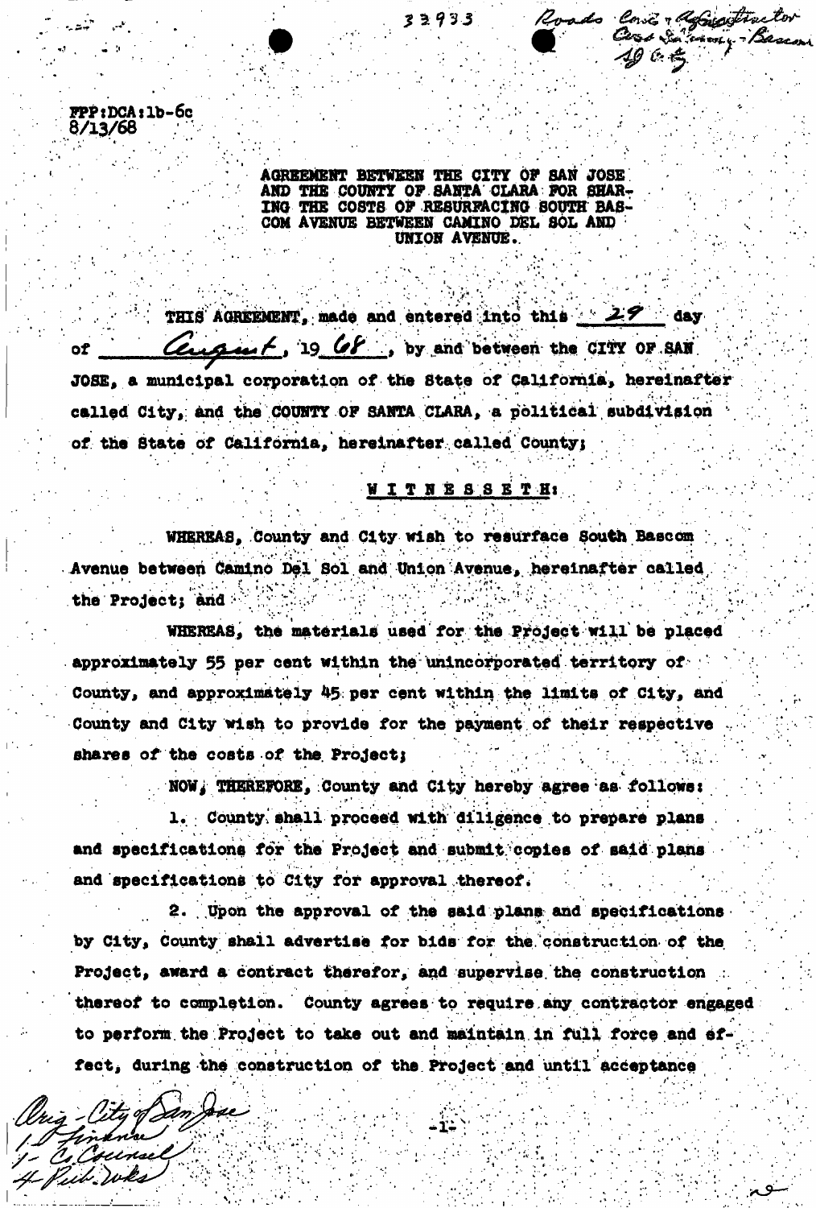33933

Roads Const. & Contractor
Cost Sharing - Bascom
1968

FPP:DCA:lb-6c
8/13/68

AGREEMENT BETWEEN THE CITY OF SAN JOSE AND THE COUNTY OF SANTA CLARA FOR SHARING THE COSTS OF RESURFACING SOUTH BASCOM AVENUE BETWEEN CAMINO DEL SOL AND UNION AVENUE.

THIS AGREEMENT, made and entered into this 29 day of August, 19 68, by and between the CITY OF SAN JOSE, a municipal corporation of the State of California, hereinafter called City, and the COUNTY OF SANTA CLARA, a political subdivision of the State of California, hereinafter called County;

W I T N E S S E T H:

WHEREAS, County and City wish to resurface South Bascom Avenue between Camino Del Sol and Union Avenue, hereinafter called the Project; and

WHEREAS, the materials used for the Project will be placed approximately 55 per cent within the unincorporated territory of County, and approximately 45 per cent within the limits of City, and County and City wish to provide for the payment of their respective shares of the costs of the Project;

NOW, THEREFORE, County and City hereby agree as follows:

1. County shall proceed with diligence to prepare plans and specifications for the Project and submit copies of said plans and specifications to City for approval thereof.

2. Upon the approval of the said plans and specifications by City, County shall advertise for bids for the construction of the Project, award a contract therefor, and supervise the construction thereof to completion. County agrees to require any contractor engaged to perform the Project to take out and maintain in full force and effect, during the construction of the Project and until acceptance

Orig - City of San Jose
1 - Finance
1 - C. Counsel
4 - Pub. Wks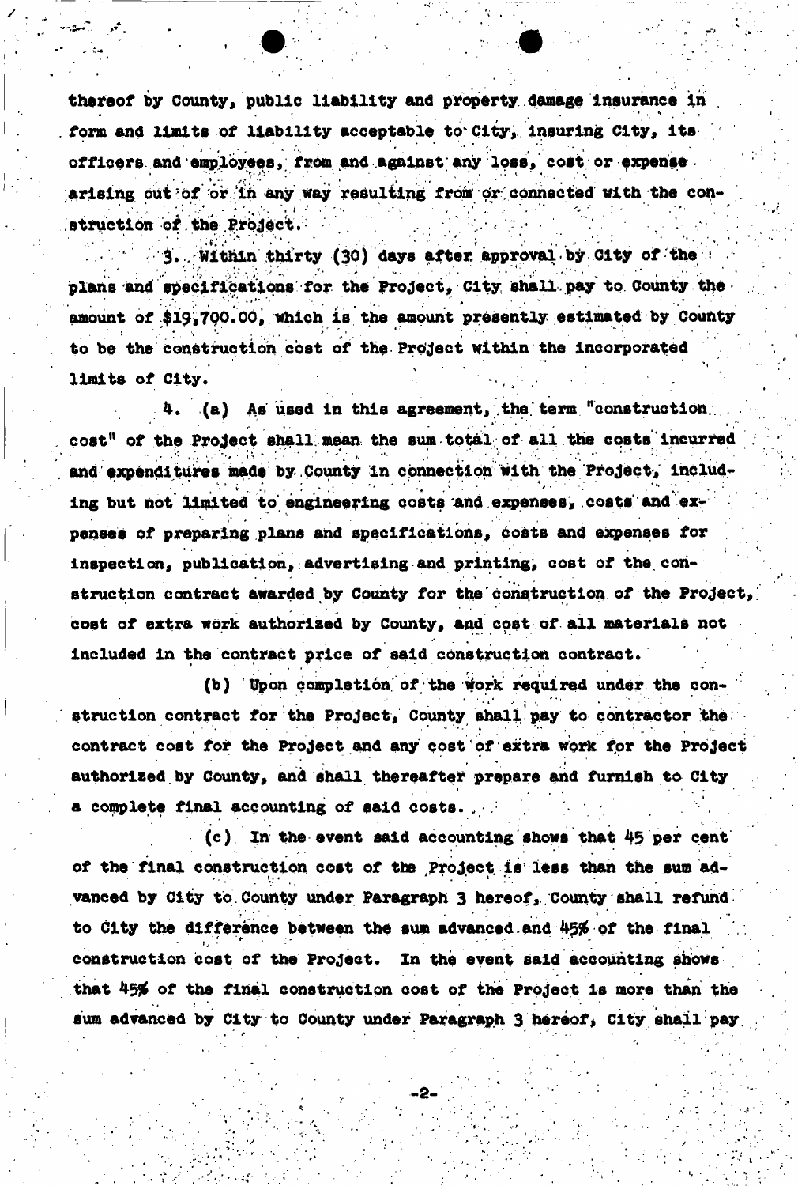thereof by County, public liability and property damage insurance in form and limits of liability acceptable to City, insuring City, its officers and employees, from and against any loss, cost or expense arising out of or in any way resulting from or connected with the construction of the Project.

3. Within thirty (30) days after approval by City of the plans and specifications for the Project, City shall pay to County the amount of $19,700.00, which is the amount presently estimated by County to be the construction cost of the Project within the incorporated limits of City.

4. (a) As used in this agreement, the term "construction cost" of the Project shall mean the sum total of all the costs incurred and expenditures made by County in connection with the Project, including but not limited to engineering costs and expenses, costs and expenses of preparing plans and specifications, costs and expenses for inspection, publication, advertising and printing, cost of the construction contract awarded by County for the construction of the Project, cost of extra work authorized by County, and cost of all materials not included in the contract price of said construction contract.

(b) Upon completion of the work required under the construction contract for the Project, County shall pay to contractor the contract cost for the Project and any cost of extra work for the Project authorized by County, and shall thereafter prepare and furnish to City a complete final accounting of said costs.

(c) In the event said accounting shows that 45 per cent of the final construction cost of the Project is less than the sum advanced by City to County under Paragraph 3 hereof, County shall refund to City the difference between the sum advanced and 45% of the final construction cost of the Project. In the event said accounting shows that 45% of the final construction cost of the Project is more than the sum advanced by City to County under Paragraph 3 hereof, City shall pay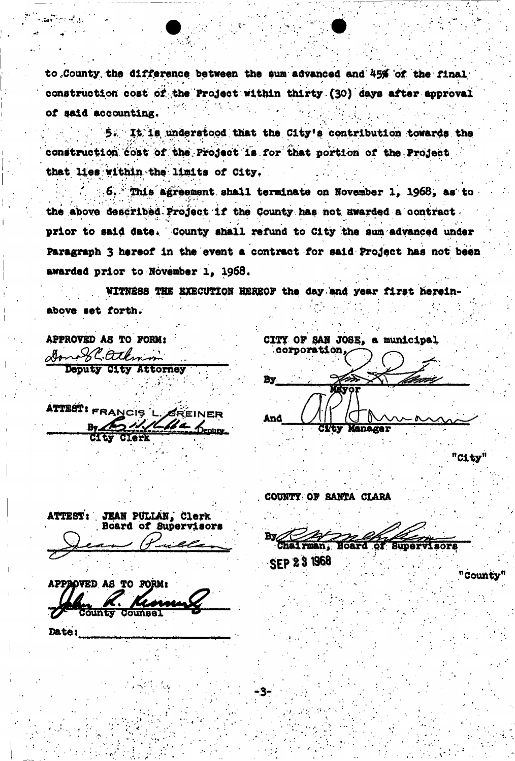to County the difference between the sum advanced and 45% of the final construction cost of the Project within thirty (30) days after approval of said accounting.

5. It is understood that the City's contribution towards the construction cost of the Project is for that portion of the Project that lies within the limits of City.

6. This agreement shall terminate on November 1, 1968, as to the above described Project if the County has not awarded a contract prior to said date. County shall refund to City the sum advanced under Paragraph 3 hereof in the event a contract for said Project has not been awarded prior to November 1, 1968.

WITNESS THE EXECUTION HEREOF the day and year first hereinabove set forth.

APPROVED AS TO FORM:

Donald C. Atkinson
Deputy City Attorney

ATTEST: FRANCIS L. GREINER
By ________ Deputy
City Clerk

CITY OF SAN JOSE, a municipal corporation,

By ________
Mayor

And ________
City Manager

"City"

ATTEST: JEAN PULLAN, Clerk
Board of Supervisors

Jean Pullan

APPROVED AS TO FORM:

John R. Kennedy
County Counsel

Date: ________

COUNTY OF SANTA CLARA

By ________
Chairman, Board of Supervisors

SEP 23 1968

"County"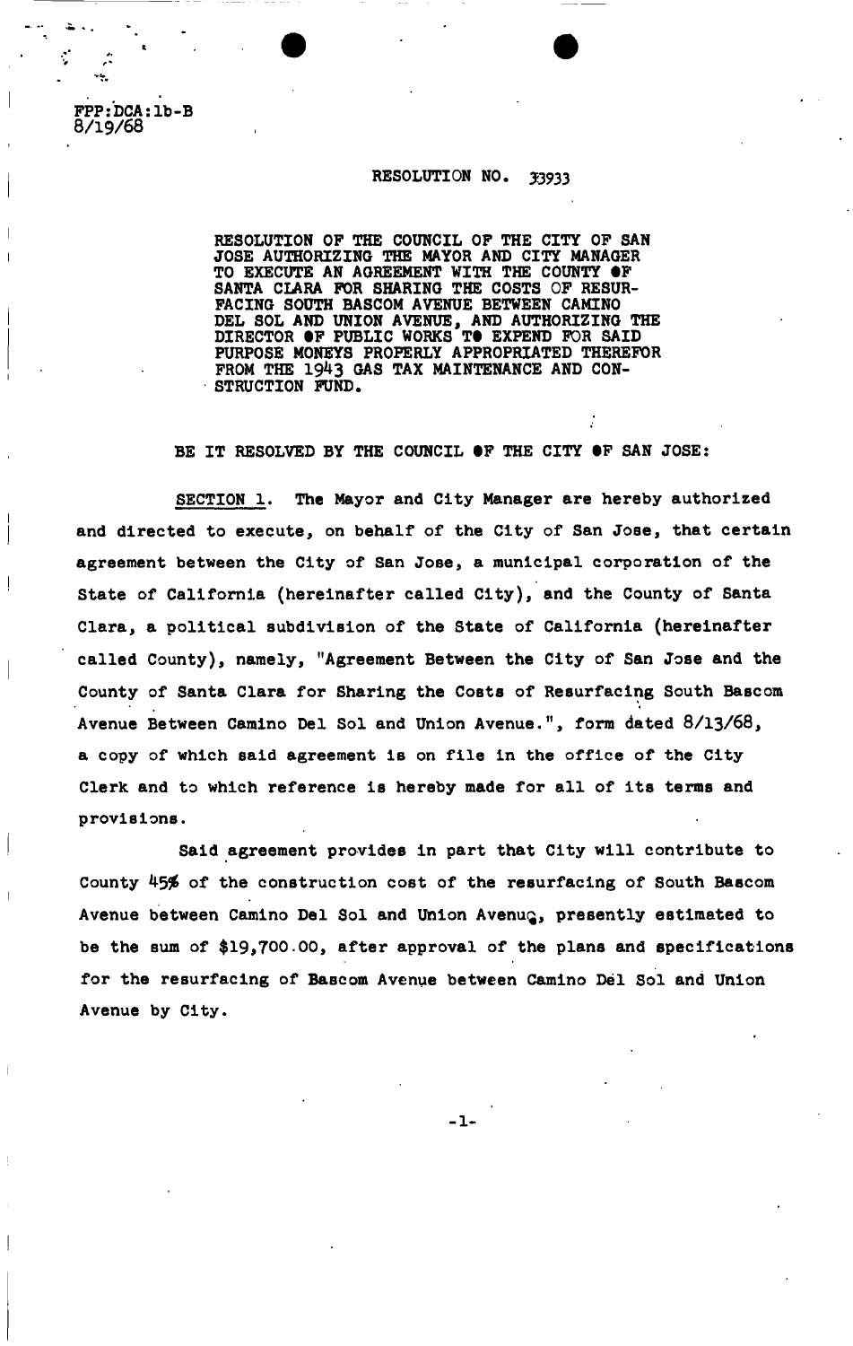FPP:DCA:1b-B
8/19/68

RESOLUTION NO. 33933

RESOLUTION OF THE COUNCIL OF THE CITY OF SAN JOSE AUTHORIZING THE MAYOR AND CITY MANAGER TO EXECUTE AN AGREEMENT WITH THE COUNTY OF SANTA CLARA FOR SHARING THE COSTS OF RESURFACING SOUTH BASCOM AVENUE BETWEEN CAMINO DEL SOL AND UNION AVENUE, AND AUTHORIZING THE DIRECTOR OF PUBLIC WORKS TO EXPEND FOR SAID PURPOSE MONEYS PROPERLY APPROPRIATED THEREFOR FROM THE 1943 GAS TAX MAINTENANCE AND CONSTRUCTION FUND.

BE IT RESOLVED BY THE COUNCIL OF THE CITY OF SAN JOSE:

SECTION 1. The Mayor and City Manager are hereby authorized and directed to execute, on behalf of the City of San Jose, that certain agreement between the City of San Jose, a municipal corporation of the State of California (hereinafter called City), and the County of Santa Clara, a political subdivision of the State of California (hereinafter called County), namely, "Agreement Between the City of San Jose and the County of Santa Clara for Sharing the Costs of Resurfacing South Bascom Avenue Between Camino Del Sol and Union Avenue.", form dated 8/13/68, a copy of which said agreement is on file in the office of the City Clerk and to which reference is hereby made for all of its terms and provisions.

Said agreement provides in part that City will contribute to County 45% of the construction cost of the resurfacing of South Bascom Avenue between Camino Del Sol and Union Avenue, presently estimated to be the sum of $19,700.00, after approval of the plans and specifications for the resurfacing of Bascom Avenue between Camino Del Sol and Union Avenue by City.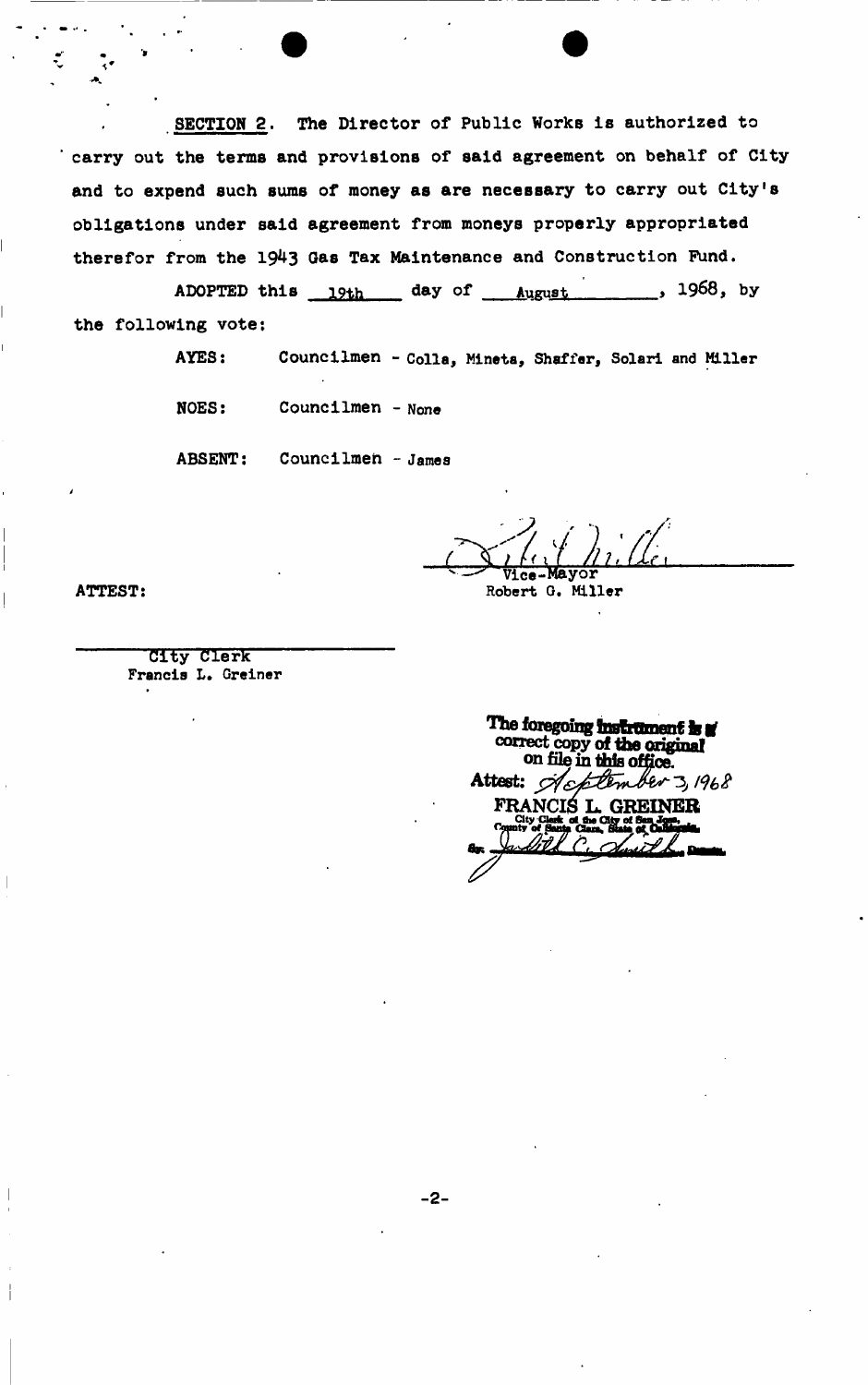**SECTION 2.** The Director of Public Works is authorized to carry out the terms and provisions of said agreement on behalf of City and to expend such sums of money as are necessary to carry out City's obligations under said agreement from moneys properly appropriated therefor from the 1943 Gas Tax Maintenance and Construction Fund.

ADOPTED this 19th day of August, 1968, by the following vote:

AYES: Councilmen - Colla, Mineta, Shaffer, Solari and Miller

NOES: Councilmen - None

ABSENT: Councilmen - James

Vice-Mayor
Robert G. Miller

ATTEST:

City Clerk
Francis L. Greiner

The foregoing instrument is a correct copy of the original on file in this office.
Attest: September 3, 1968
FRANCIS L. GREINER
City Clerk of the City of San Jose, County of Santa Clara, State of California.
By Deputy.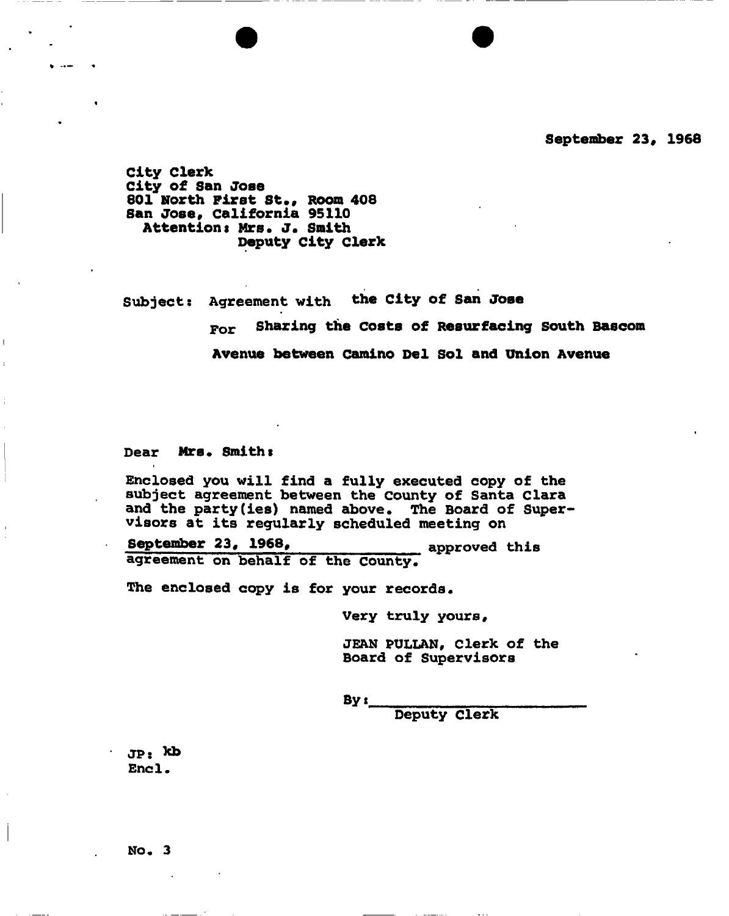September 23, 1968

City Clerk
City of San Jose
801 North First St., Room 408
San Jose, California 95110
Attention: Mrs. J. Smith
Deputy City Clerk

Subject: Agreement with the City of San Jose

For Sharing the Costs of Resurfacing South Bascom Avenue between Camino Del Sol and Union Avenue

Dear Mrs. Smith:

Enclosed you will find a fully executed copy of the subject agreement between the County of Santa Clara and the party(ies) named above. The Board of Supervisors at its regularly scheduled meeting on September 23, 1968, approved this agreement on behalf of the County.

The enclosed copy is for your records.

Very truly yours,

JEAN PULLAN, Clerk of the Board of Supervisors

By: ____________________
Deputy Clerk

JP: kb
Encl.

No. 3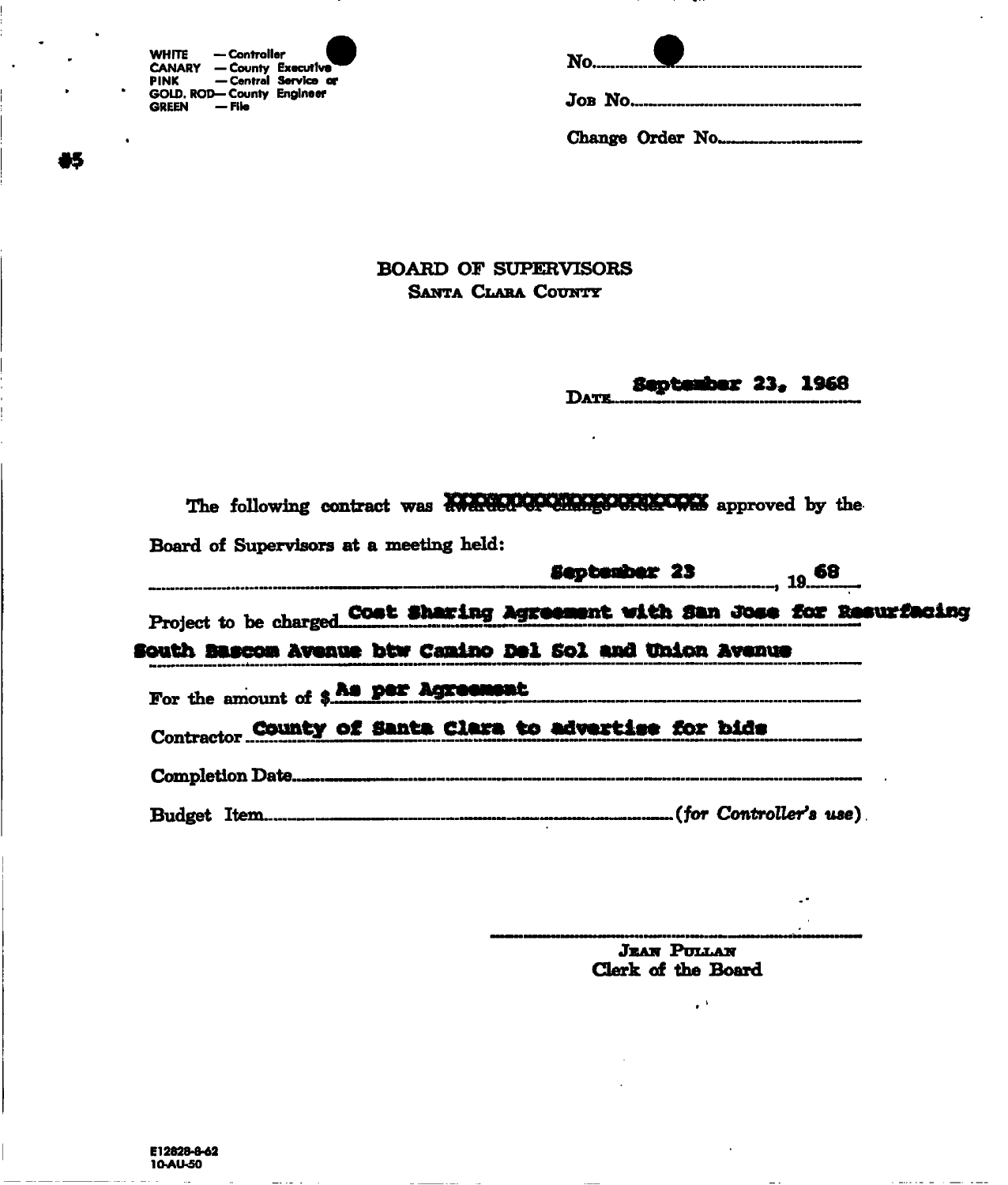WHITE — Controller
CANARY — County Executive
PINK — Central Service or
GOLD. ROD— County Engineer
GREEN — File

#5

No.

JOB No.

Change Order No.

## BOARD OF SUPERVISORS
SANTA CLARA COUNTY

DATE **September 23, 1968**

The following contract was ~~awarded or change order was~~ approved by the Board of Supervisors at a meeting held:

**September 23**, 19**68**

Project to be charged **Cost Sharing Agreement with San Jose for Resurfacing South Bascom Avenue btw Camino Del Sol and Union Avenue**

For the amount of $ **As per Agreement**

Contractor **County of Santa Clara to advertise for bids**

Completion Date

Budget Item (*for Controller's use*).

JEAN PULLAN
Clerk of the Board

E12828-8-62
10-AU-50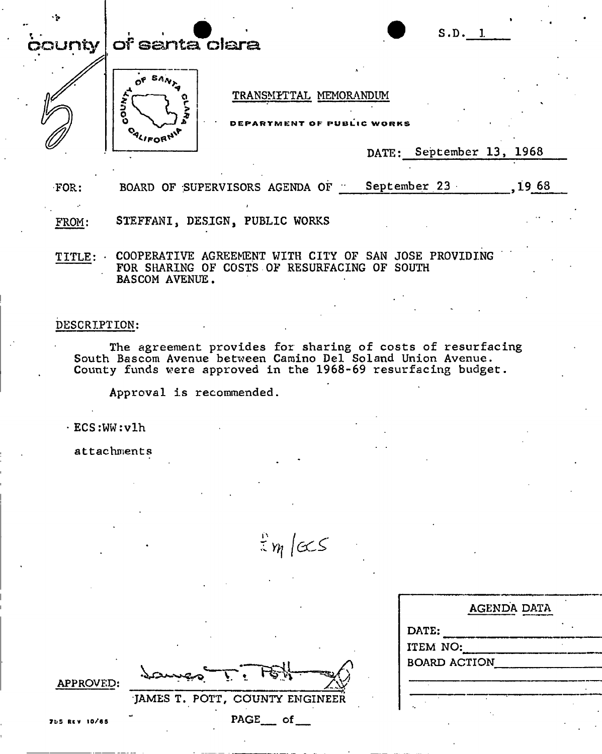county | of santa clara

S.D. 1

TRANSMITTAL MEMORANDUM

DEPARTMENT OF PUBLIC WORKS

DATE: September 13, 1968

FOR: BOARD OF SUPERVISORS AGENDA OF September 23, 1968

FROM: STEFFANI, DESIGN, PUBLIC WORKS

TITLE: COOPERATIVE AGREEMENT WITH CITY OF SAN JOSE PROVIDING FOR SHARING OF COSTS OF RESURFACING OF SOUTH BASCOM AVENUE.

DESCRIPTION:

The agreement provides for sharing of costs of resurfacing South Bascom Avenue between Camino Del Sol and Union Avenue. County funds were approved in the 1968-69 resurfacing budget.

Approval is recommended.

ECS:WW:vlh

attachments

m/GCS

APPROVED: James T. Pott

JAMES T. POTT, COUNTY ENGINEER

| AGENDA DATA |
| --- |
| DATE: |
| ITEM NO: |
| BOARD ACTION |

755 REV 10/65

PAGE __ of __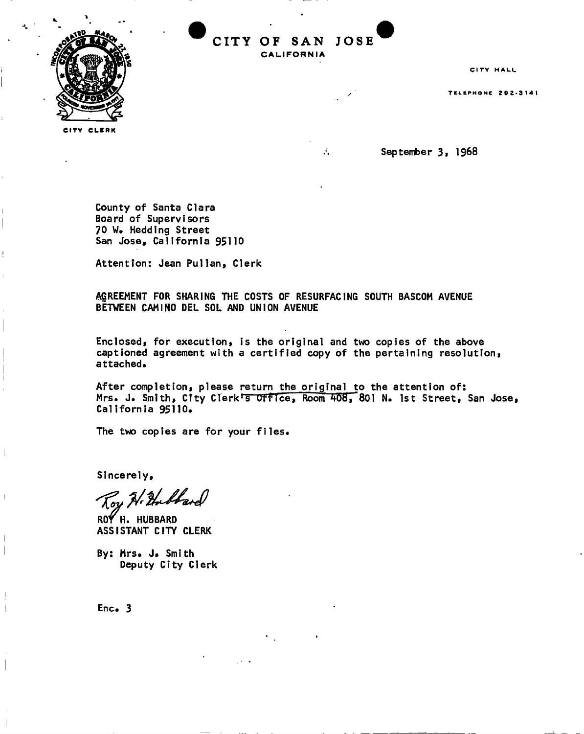# CITY OF SAN JOSE

CALIFORNIA

CITY CLERK

CITY HALL

TELEPHONE 292-3141

September 3, 1968

County of Santa Clara
Board of Supervisors
70 W. Hedding Street
San Jose, California 95110

Attention: Jean Pullan, Clerk

AGREEMENT FOR SHARING THE COSTS OF RESURFACING SOUTH BASCOM AVENUE BETWEEN CAMINO DEL SOL AND UNION AVENUE

Enclosed, for execution, is the original and two copies of the above captioned agreement with a certified copy of the pertaining resolution, attached.

After completion, please return the original to the attention of: Mrs. J. Smith, City Clerk's Office, Room 408, 801 N. 1st Street, San Jose, California 95110.

The two copies are for your files.

Sincerely,

Roy H. Hubbard

ROY H. HUBBARD
ASSISTANT CITY CLERK

By: Mrs. J. Smith
Deputy City Clerk

Enc. 3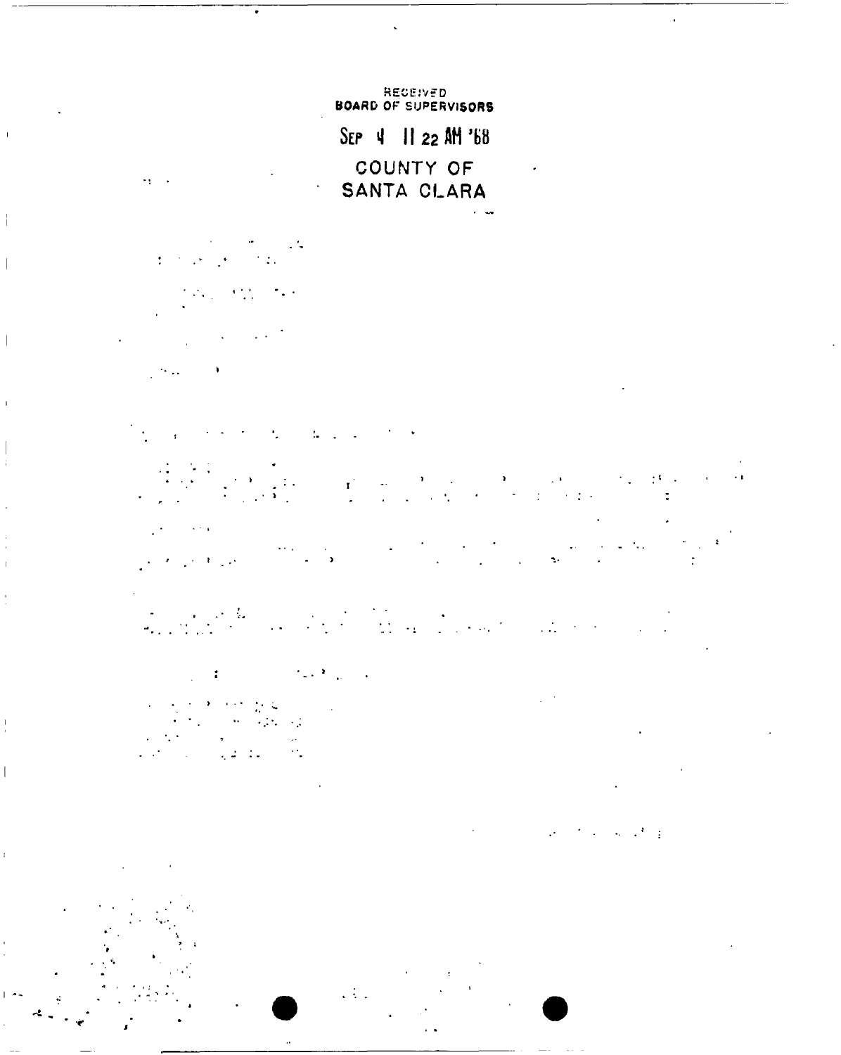RECEIVED
BOARD OF SUPERVISORS

SEP 4 11 22 AM '68

COUNTY OF
SANTA CLARA